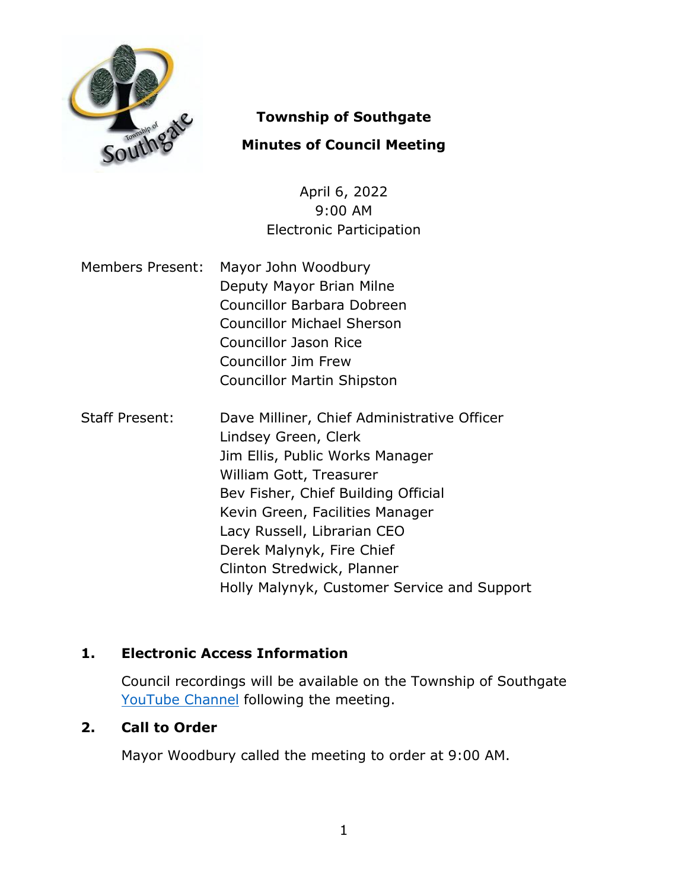# Township of Southgate

## Minutes of Council Meeting

April 6, 2022
9:00 AM
Electronic Participation

Members Present: Mayor John Woodbury
Deputy Mayor Brian Milne
Councillor Barbara Dobreen
Councillor Michael Sherson
Councillor Jason Rice
Councillor Jim Frew
Councillor Martin Shipston

Staff Present: Dave Milliner, Chief Administrative Officer
Lindsey Green, Clerk
Jim Ellis, Public Works Manager
William Gott, Treasurer
Bev Fisher, Chief Building Official
Kevin Green, Facilities Manager
Lacy Russell, Librarian CEO
Derek Malynyk, Fire Chief
Clinton Stredwick, Planner
Holly Malynyk, Customer Service and Support

## 1. Electronic Access Information

Council recordings will be available on the Township of Southgate YouTube Channel following the meeting.

## 2. Call to Order

Mayor Woodbury called the meeting to order at 9:00 AM.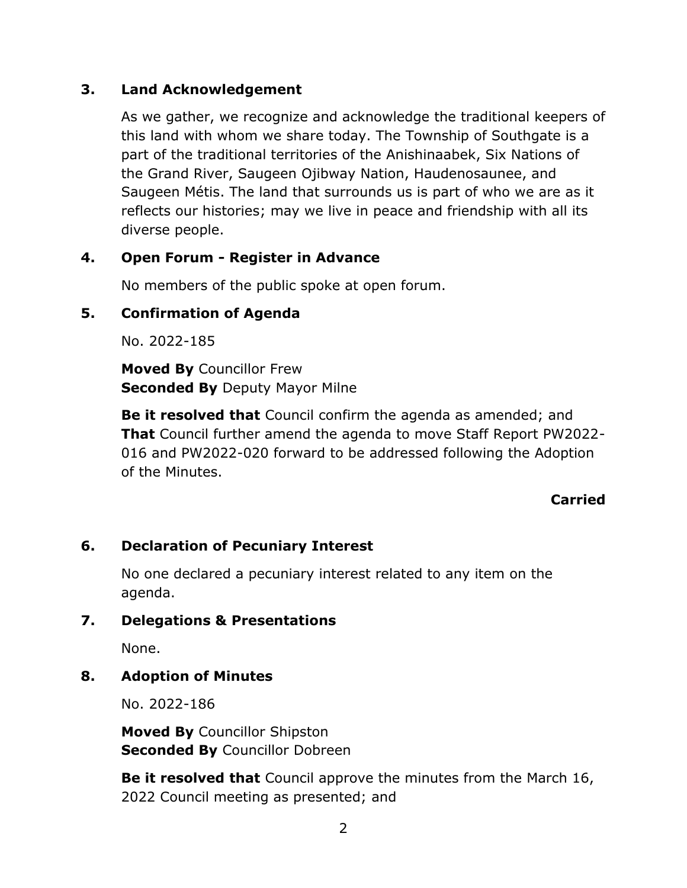## 3. Land Acknowledgement

As we gather, we recognize and acknowledge the traditional keepers of this land with whom we share today. The Township of Southgate is a part of the traditional territories of the Anishinaabek, Six Nations of the Grand River, Saugeen Ojibway Nation, Haudenosaunee, and Saugeen Métis. The land that surrounds us is part of who we are as it reflects our histories; may we live in peace and friendship with all its diverse people.

## 4. Open Forum - Register in Advance

No members of the public spoke at open forum.

## 5. Confirmation of Agenda

No. 2022-185

**Moved By** Councillor Frew
**Seconded By** Deputy Mayor Milne

**Be it resolved that** Council confirm the agenda as amended; and **That** Council further amend the agenda to move Staff Report PW2022-016 and PW2022-020 forward to be addressed following the Adoption of the Minutes.

**Carried**

## 6. Declaration of Pecuniary Interest

No one declared a pecuniary interest related to any item on the agenda.

## 7. Delegations & Presentations

None.

## 8. Adoption of Minutes

No. 2022-186

**Moved By** Councillor Shipston
**Seconded By** Councillor Dobreen

**Be it resolved that** Council approve the minutes from the March 16, 2022 Council meeting as presented; and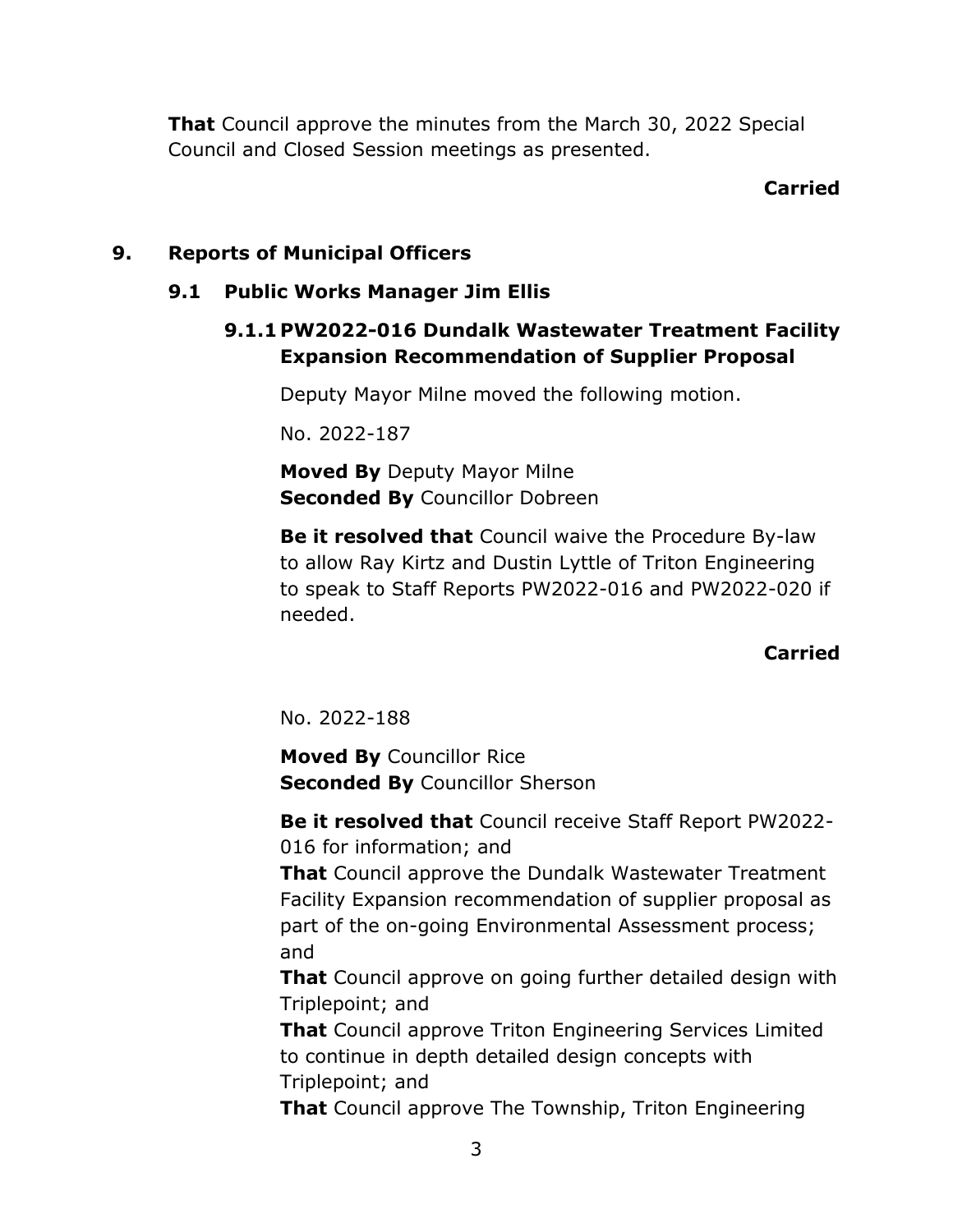**That** Council approve the minutes from the March 30, 2022 Special Council and Closed Session meetings as presented.

**Carried**

## 9. Reports of Municipal Officers

### 9.1 Public Works Manager Jim Ellis

#### 9.1.1 PW2022-016 Dundalk Wastewater Treatment Facility Expansion Recommendation of Supplier Proposal

Deputy Mayor Milne moved the following motion.

No. 2022-187

**Moved By** Deputy Mayor Milne
**Seconded By** Councillor Dobreen

**Be it resolved that** Council waive the Procedure By-law to allow Ray Kirtz and Dustin Lyttle of Triton Engineering to speak to Staff Reports PW2022-016 and PW2022-020 if needed.

**Carried**

No. 2022-188

**Moved By** Councillor Rice
**Seconded By** Councillor Sherson

**Be it resolved that** Council receive Staff Report PW2022-016 for information; and
**That** Council approve the Dundalk Wastewater Treatment Facility Expansion recommendation of supplier proposal as part of the on-going Environmental Assessment process; and
**That** Council approve on going further detailed design with Triplepoint; and
**That** Council approve Triton Engineering Services Limited to continue in depth detailed design concepts with Triplepoint; and
**That** Council approve The Township, Triton Engineering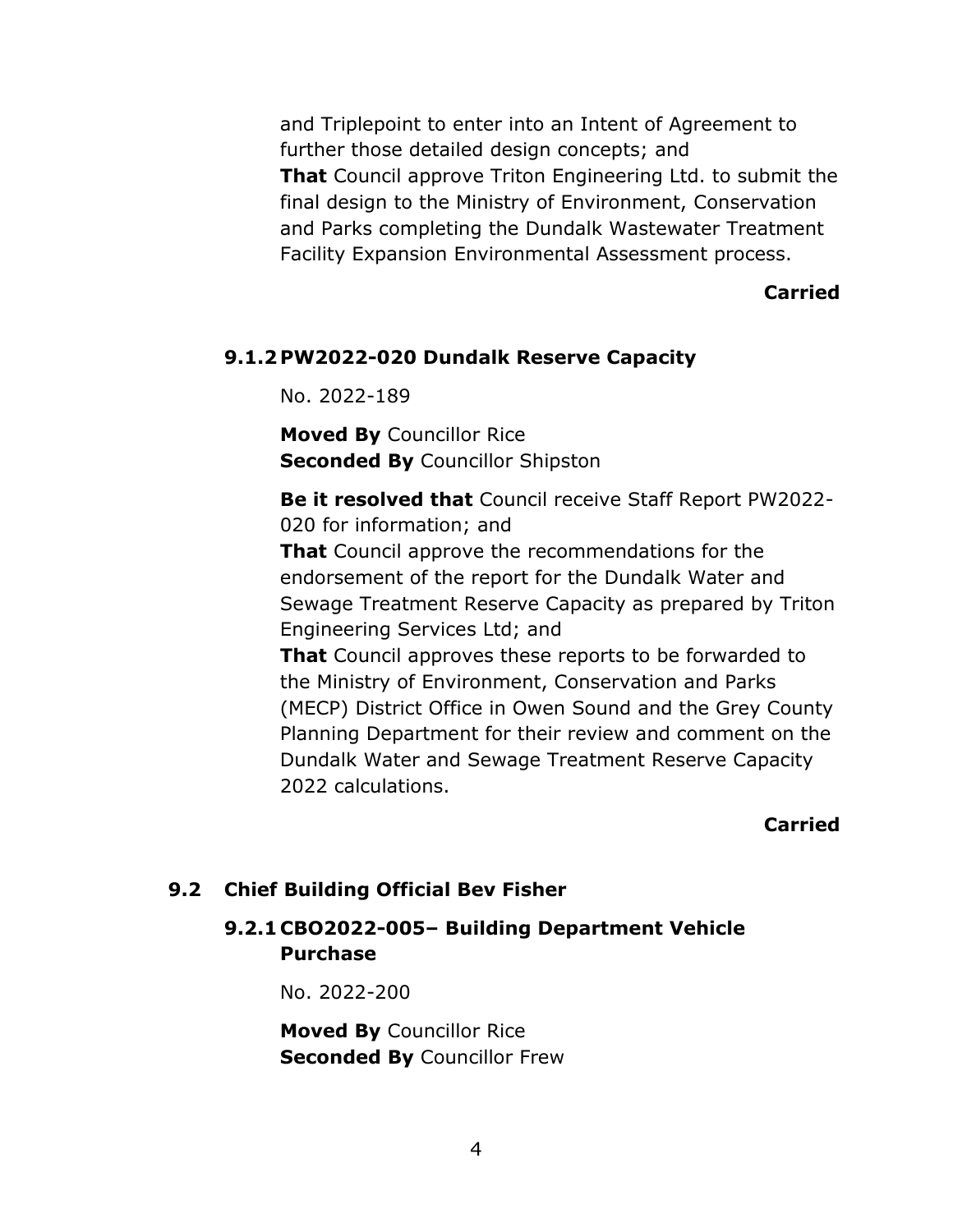and Triplepoint to enter into an Intent of Agreement to further those detailed design concepts; and
**That** Council approve Triton Engineering Ltd. to submit the final design to the Ministry of Environment, Conservation and Parks completing the Dundalk Wastewater Treatment Facility Expansion Environmental Assessment process.

**Carried**

### 9.1.2 PW2022-020 Dundalk Reserve Capacity

No. 2022-189

**Moved By** Councillor Rice
**Seconded By** Councillor Shipston

**Be it resolved that** Council receive Staff Report PW2022-020 for information; and
**That** Council approve the recommendations for the endorsement of the report for the Dundalk Water and Sewage Treatment Reserve Capacity as prepared by Triton Engineering Services Ltd; and
**That** Council approves these reports to be forwarded to the Ministry of Environment, Conservation and Parks (MECP) District Office in Owen Sound and the Grey County Planning Department for their review and comment on the Dundalk Water and Sewage Treatment Reserve Capacity 2022 calculations.

**Carried**

## 9.2 Chief Building Official Bev Fisher

### 9.2.1 CBO2022-005– Building Department Vehicle Purchase

No. 2022-200

**Moved By** Councillor Rice
**Seconded By** Councillor Frew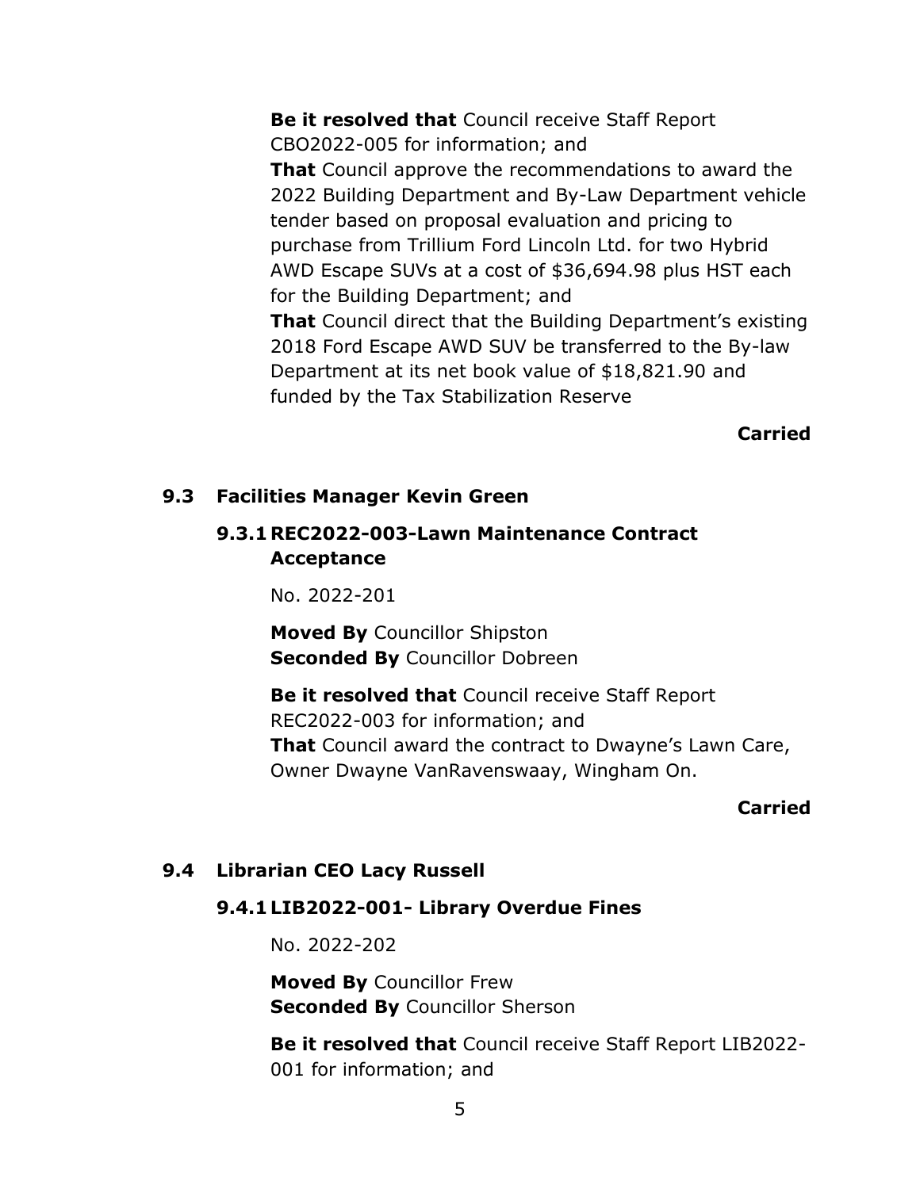**Be it resolved that** Council receive Staff Report CBO2022-005 for information; and

**That** Council approve the recommendations to award the 2022 Building Department and By-Law Department vehicle tender based on proposal evaluation and pricing to purchase from Trillium Ford Lincoln Ltd. for two Hybrid AWD Escape SUVs at a cost of $36,694.98 plus HST each for the Building Department; and

**That** Council direct that the Building Department's existing 2018 Ford Escape AWD SUV be transferred to the By-law Department at its net book value of $18,821.90 and funded by the Tax Stabilization Reserve

**Carried**

## 9.3 Facilities Manager Kevin Green

### 9.3.1 REC2022-003-Lawn Maintenance Contract Acceptance

No. 2022-201

**Moved By** Councillor Shipston
**Seconded By** Councillor Dobreen

**Be it resolved that** Council receive Staff Report REC2022-003 for information; and

**That** Council award the contract to Dwayne's Lawn Care, Owner Dwayne VanRavenswaay, Wingham On.

**Carried**

## 9.4 Librarian CEO Lacy Russell

### 9.4.1 LIB2022-001- Library Overdue Fines

No. 2022-202

**Moved By** Councillor Frew
**Seconded By** Councillor Sherson

**Be it resolved that** Council receive Staff Report LIB2022-001 for information; and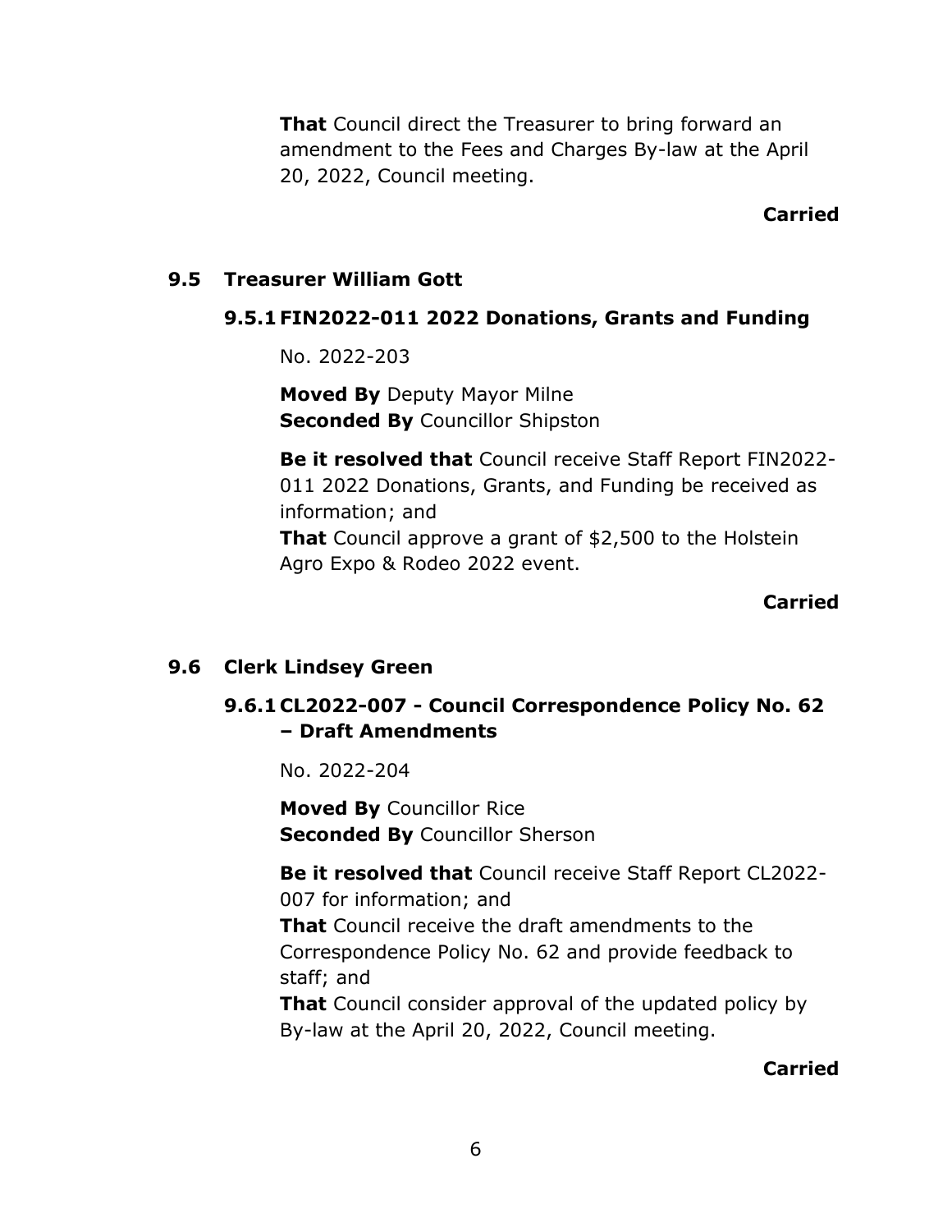**That** Council direct the Treasurer to bring forward an amendment to the Fees and Charges By-law at the April 20, 2022, Council meeting.

**Carried**

## 9.5 Treasurer William Gott

### 9.5.1 FIN2022-011 2022 Donations, Grants and Funding

No. 2022-203

**Moved By** Deputy Mayor Milne
**Seconded By** Councillor Shipston

**Be it resolved that** Council receive Staff Report FIN2022-011 2022 Donations, Grants, and Funding be received as information; and
**That** Council approve a grant of $2,500 to the Holstein Agro Expo & Rodeo 2022 event.

**Carried**

## 9.6 Clerk Lindsey Green

### 9.6.1 CL2022-007 - Council Correspondence Policy No. 62 – Draft Amendments

No. 2022-204

**Moved By** Councillor Rice
**Seconded By** Councillor Sherson

**Be it resolved that** Council receive Staff Report CL2022-007 for information; and
**That** Council receive the draft amendments to the Correspondence Policy No. 62 and provide feedback to staff; and
**That** Council consider approval of the updated policy by By-law at the April 20, 2022, Council meeting.

**Carried**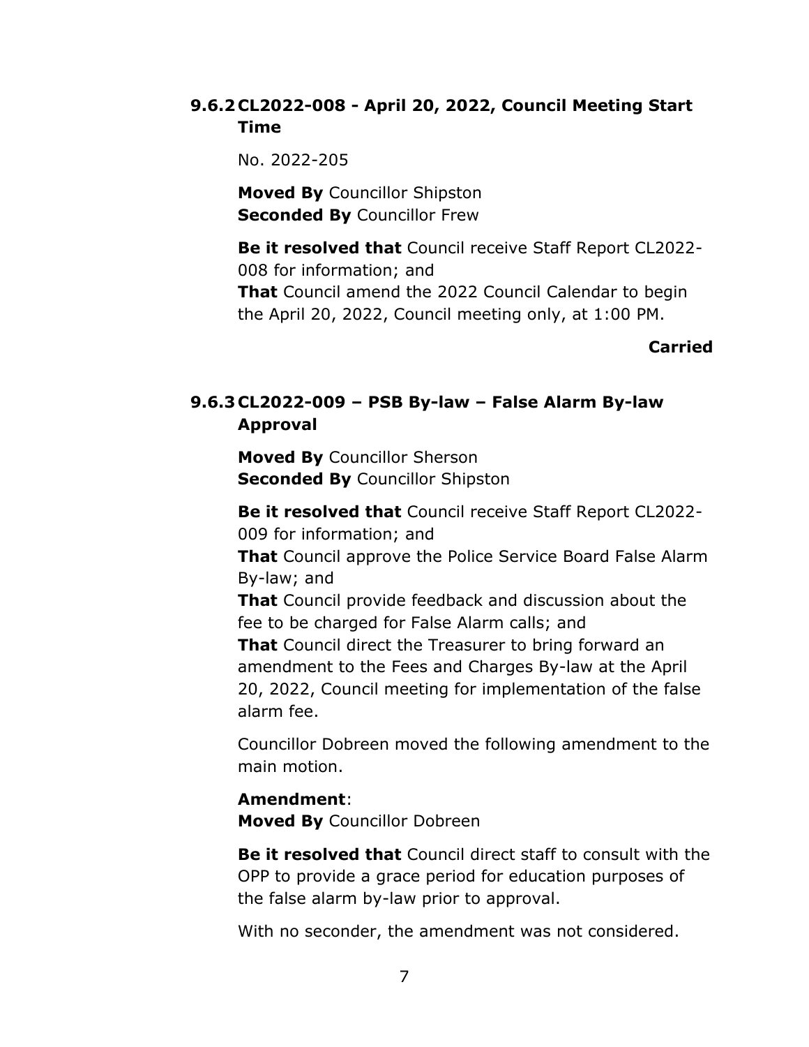### 9.6.2 CL2022-008 - April 20, 2022, Council Meeting Start Time

No. 2022-205

**Moved By** Councillor Shipston
**Seconded By** Councillor Frew

**Be it resolved that** Council receive Staff Report CL2022-008 for information; and
**That** Council amend the 2022 Council Calendar to begin the April 20, 2022, Council meeting only, at 1:00 PM.

**Carried**

### 9.6.3 CL2022-009 – PSB By-law – False Alarm By-law Approval

**Moved By** Councillor Sherson
**Seconded By** Councillor Shipston

**Be it resolved that** Council receive Staff Report CL2022-009 for information; and
**That** Council approve the Police Service Board False Alarm By-law; and
**That** Council provide feedback and discussion about the fee to be charged for False Alarm calls; and
**That** Council direct the Treasurer to bring forward an amendment to the Fees and Charges By-law at the April 20, 2022, Council meeting for implementation of the false alarm fee.

Councillor Dobreen moved the following amendment to the main motion.

**Amendment**:
**Moved By** Councillor Dobreen

**Be it resolved that** Council direct staff to consult with the OPP to provide a grace period for education purposes of the false alarm by-law prior to approval.

With no seconder, the amendment was not considered.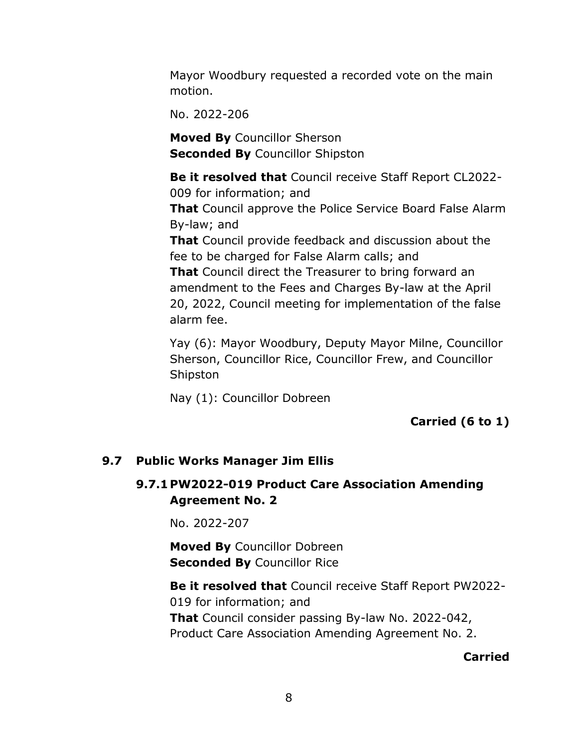Mayor Woodbury requested a recorded vote on the main motion.

No. 2022-206

**Moved By** Councillor Sherson
**Seconded By** Councillor Shipston

**Be it resolved that** Council receive Staff Report CL2022-009 for information; and
**That** Council approve the Police Service Board False Alarm By-law; and
**That** Council provide feedback and discussion about the fee to be charged for False Alarm calls; and
**That** Council direct the Treasurer to bring forward an amendment to the Fees and Charges By-law at the April 20, 2022, Council meeting for implementation of the false alarm fee.

Yay (6): Mayor Woodbury, Deputy Mayor Milne, Councillor Sherson, Councillor Rice, Councillor Frew, and Councillor Shipston

Nay (1): Councillor Dobreen

**Carried (6 to 1)**

## 9.7 Public Works Manager Jim Ellis

### 9.7.1 PW2022-019 Product Care Association Amending Agreement No. 2

No. 2022-207

**Moved By** Councillor Dobreen
**Seconded By** Councillor Rice

**Be it resolved that** Council receive Staff Report PW2022-019 for information; and
**That** Council consider passing By-law No. 2022-042, Product Care Association Amending Agreement No. 2.

**Carried**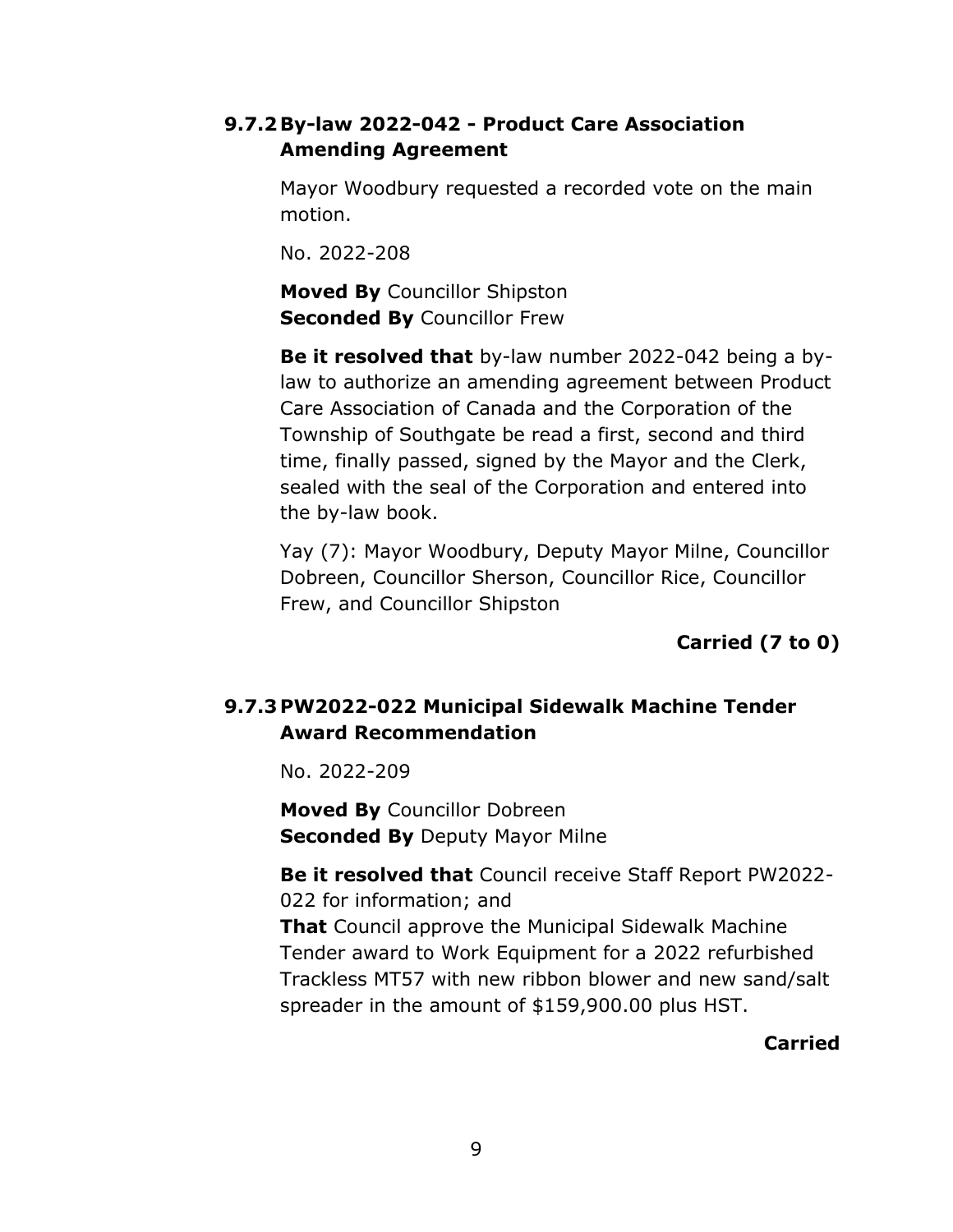### 9.7.2 By-law 2022-042 - Product Care Association Amending Agreement

Mayor Woodbury requested a recorded vote on the main motion.

No. 2022-208

**Moved By** Councillor Shipston
**Seconded By** Councillor Frew

**Be it resolved that** by-law number 2022-042 being a by-law to authorize an amending agreement between Product Care Association of Canada and the Corporation of the Township of Southgate be read a first, second and third time, finally passed, signed by the Mayor and the Clerk, sealed with the seal of the Corporation and entered into the by-law book.

Yay (7): Mayor Woodbury, Deputy Mayor Milne, Councillor Dobreen, Councillor Sherson, Councillor Rice, Councillor Frew, and Councillor Shipston

**Carried (7 to 0)**

### 9.7.3 PW2022-022 Municipal Sidewalk Machine Tender Award Recommendation

No. 2022-209

**Moved By** Councillor Dobreen
**Seconded By** Deputy Mayor Milne

**Be it resolved that** Council receive Staff Report PW2022-022 for information; and
**That** Council approve the Municipal Sidewalk Machine Tender award to Work Equipment for a 2022 refurbished Trackless MT57 with new ribbon blower and new sand/salt spreader in the amount of $159,900.00 plus HST.

**Carried**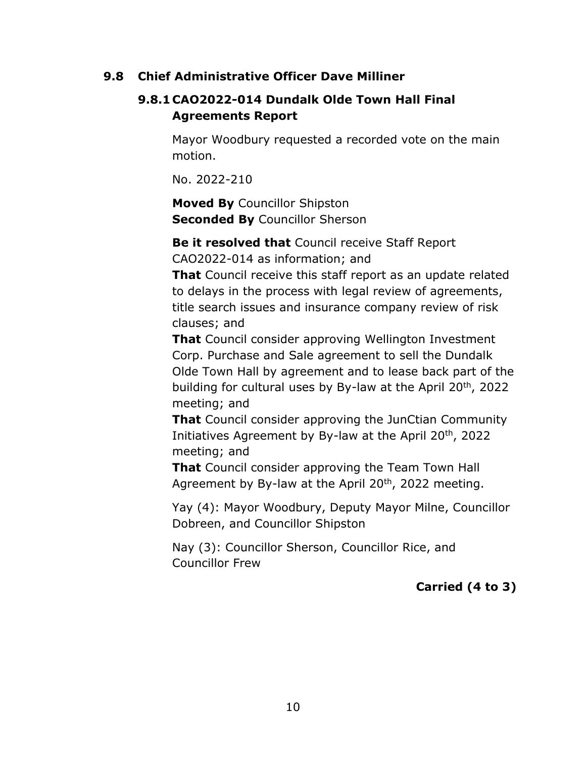## 9.8 Chief Administrative Officer Dave Milliner

### 9.8.1 CAO2022-014 Dundalk Olde Town Hall Final Agreements Report

Mayor Woodbury requested a recorded vote on the main motion.

No. 2022-210

**Moved By** Councillor Shipston
**Seconded By** Councillor Sherson

**Be it resolved that** Council receive Staff Report CAO2022-014 as information; and
**That** Council receive this staff report as an update related to delays in the process with legal review of agreements, title search issues and insurance company review of risk clauses; and
**That** Council consider approving Wellington Investment Corp. Purchase and Sale agreement to sell the Dundalk Olde Town Hall by agreement and to lease back part of the building for cultural uses by By-law at the April 20th, 2022 meeting; and
**That** Council consider approving the JunCtian Community Initiatives Agreement by By-law at the April 20th, 2022 meeting; and
**That** Council consider approving the Team Town Hall Agreement by By-law at the April 20th, 2022 meeting.

Yay (4): Mayor Woodbury, Deputy Mayor Milne, Councillor Dobreen, and Councillor Shipston

Nay (3): Councillor Sherson, Councillor Rice, and Councillor Frew

**Carried (4 to 3)**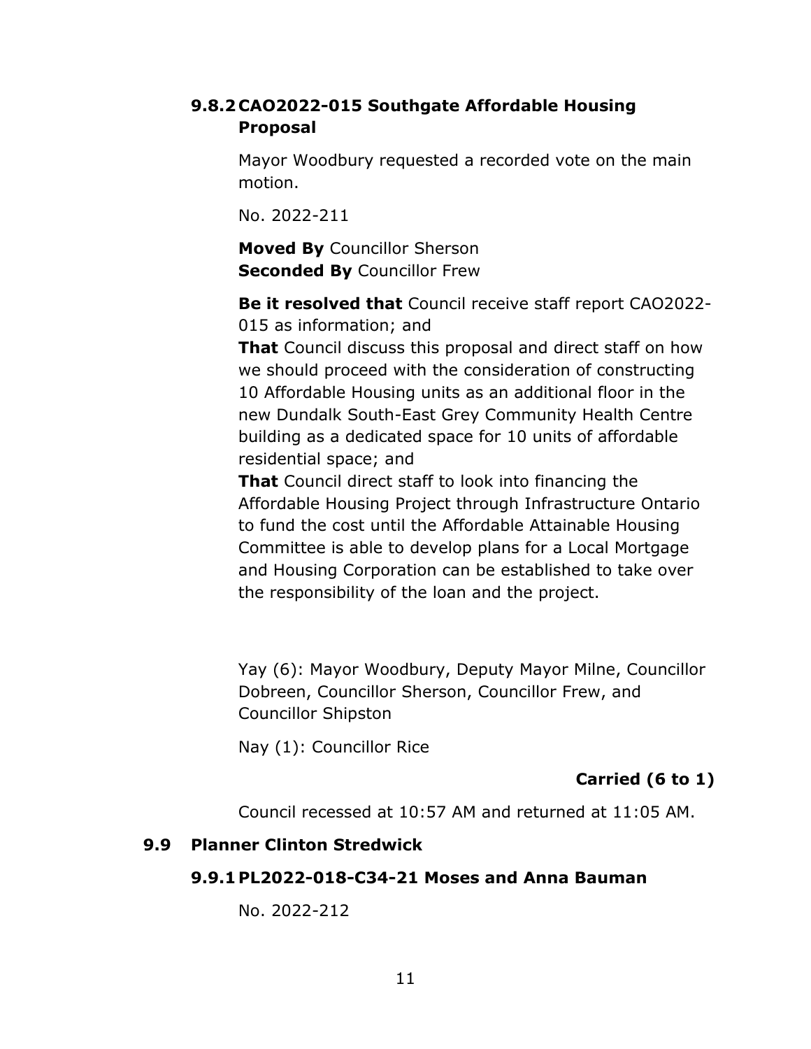### 9.8.2 CAO2022-015 Southgate Affordable Housing Proposal

Mayor Woodbury requested a recorded vote on the main motion.

No. 2022-211

**Moved By** Councillor Sherson
**Seconded By** Councillor Frew

**Be it resolved that** Council receive staff report CAO2022-015 as information; and
**That** Council discuss this proposal and direct staff on how we should proceed with the consideration of constructing 10 Affordable Housing units as an additional floor in the new Dundalk South-East Grey Community Health Centre building as a dedicated space for 10 units of affordable residential space; and
**That** Council direct staff to look into financing the Affordable Housing Project through Infrastructure Ontario to fund the cost until the Affordable Attainable Housing Committee is able to develop plans for a Local Mortgage and Housing Corporation can be established to take over the responsibility of the loan and the project.

Yay (6): Mayor Woodbury, Deputy Mayor Milne, Councillor Dobreen, Councillor Sherson, Councillor Frew, and Councillor Shipston

Nay (1): Councillor Rice

**Carried (6 to 1)**

Council recessed at 10:57 AM and returned at 11:05 AM.

## 9.9 Planner Clinton Stredwick

### 9.9.1 PL2022-018-C34-21 Moses and Anna Bauman

No. 2022-212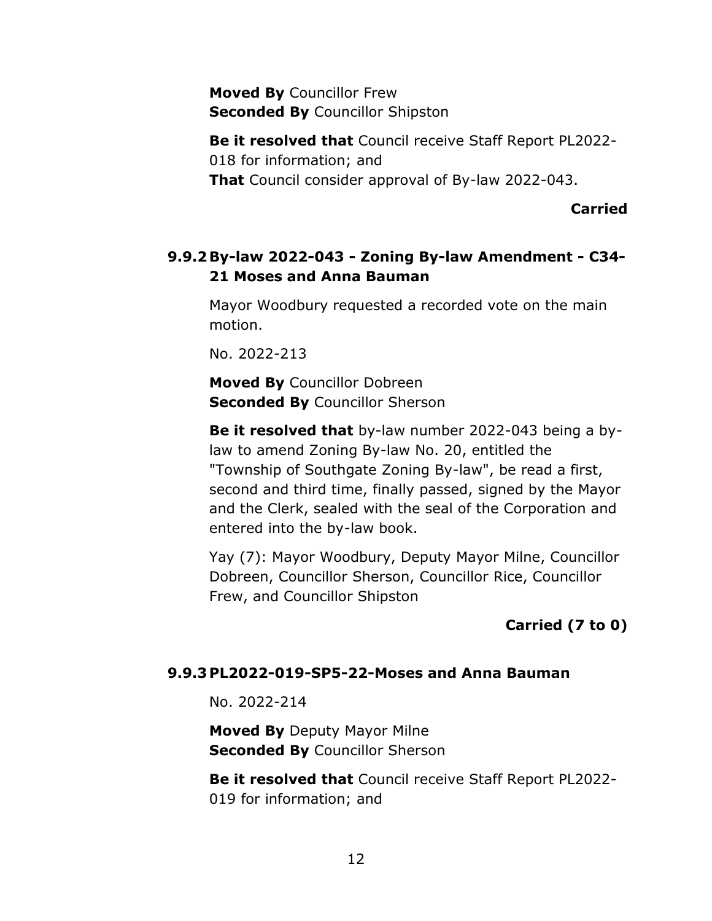**Moved By** Councillor Frew
**Seconded By** Councillor Shipston

**Be it resolved that** Council receive Staff Report PL2022-018 for information; and
**That** Council consider approval of By-law 2022-043.

**Carried**

### 9.9.2 By-law 2022-043 - Zoning By-law Amendment - C34-21 Moses and Anna Bauman

Mayor Woodbury requested a recorded vote on the main motion.

No. 2022-213

**Moved By** Councillor Dobreen
**Seconded By** Councillor Sherson

**Be it resolved that** by-law number 2022-043 being a by-law to amend Zoning By-law No. 20, entitled the "Township of Southgate Zoning By-law", be read a first, second and third time, finally passed, signed by the Mayor and the Clerk, sealed with the seal of the Corporation and entered into the by-law book.

Yay (7): Mayor Woodbury, Deputy Mayor Milne, Councillor Dobreen, Councillor Sherson, Councillor Rice, Councillor Frew, and Councillor Shipston

**Carried (7 to 0)**

### 9.9.3 PL2022-019-SP5-22-Moses and Anna Bauman

No. 2022-214

**Moved By** Deputy Mayor Milne
**Seconded By** Councillor Sherson

**Be it resolved that** Council receive Staff Report PL2022-019 for information; and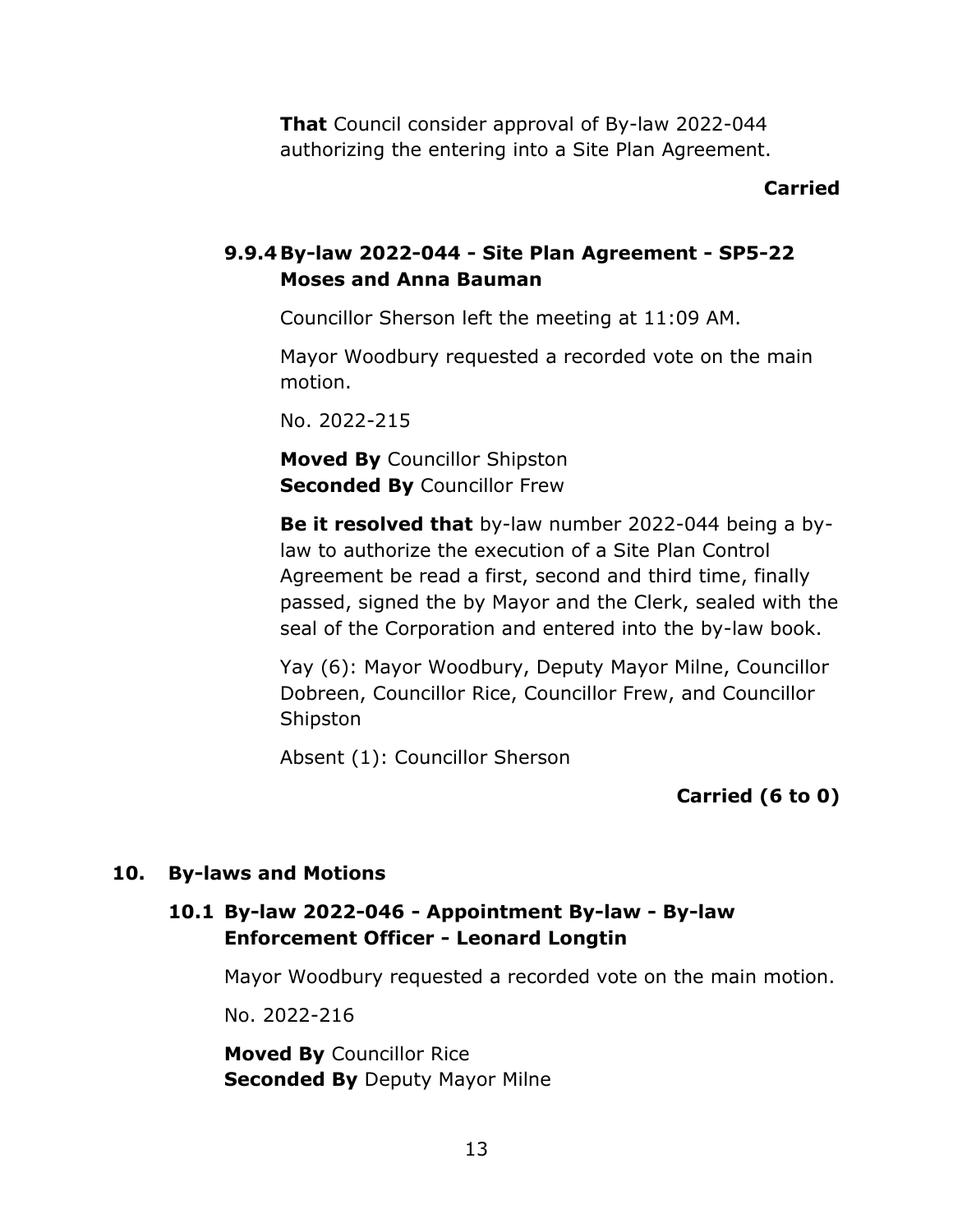**That** Council consider approval of By-law 2022-044 authorizing the entering into a Site Plan Agreement.

**Carried**

### 9.9.4 By-law 2022-044 - Site Plan Agreement - SP5-22 Moses and Anna Bauman

Councillor Sherson left the meeting at 11:09 AM.

Mayor Woodbury requested a recorded vote on the main motion.

No. 2022-215

**Moved By** Councillor Shipston
**Seconded By** Councillor Frew

**Be it resolved that** by-law number 2022-044 being a by-law to authorize the execution of a Site Plan Control Agreement be read a first, second and third time, finally passed, signed the by Mayor and the Clerk, sealed with the seal of the Corporation and entered into the by-law book.

Yay (6): Mayor Woodbury, Deputy Mayor Milne, Councillor Dobreen, Councillor Rice, Councillor Frew, and Councillor Shipston

Absent (1): Councillor Sherson

**Carried (6 to 0)**

## 10. By-laws and Motions

### 10.1 By-law 2022-046 - Appointment By-law - By-law Enforcement Officer - Leonard Longtin

Mayor Woodbury requested a recorded vote on the main motion.

No. 2022-216

**Moved By** Councillor Rice
**Seconded By** Deputy Mayor Milne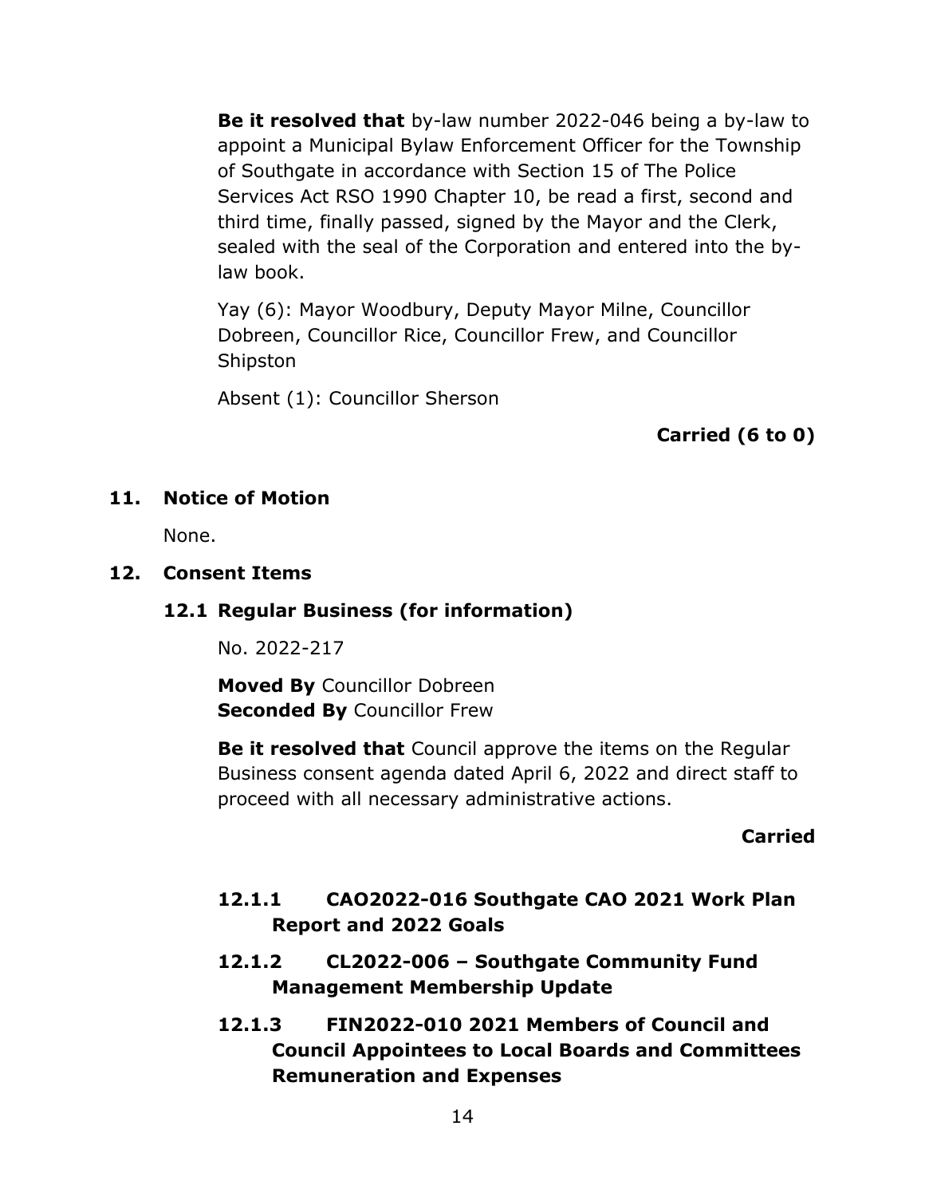**Be it resolved that** by-law number 2022-046 being a by-law to appoint a Municipal Bylaw Enforcement Officer for the Township of Southgate in accordance with Section 15 of The Police Services Act RSO 1990 Chapter 10, be read a first, second and third time, finally passed, signed by the Mayor and the Clerk, sealed with the seal of the Corporation and entered into the by-law book.

Yay (6): Mayor Woodbury, Deputy Mayor Milne, Councillor Dobreen, Councillor Rice, Councillor Frew, and Councillor Shipston

Absent (1): Councillor Sherson

**Carried (6 to 0)**

## 11. Notice of Motion

None.

## 12. Consent Items

### 12.1 Regular Business (for information)

No. 2022-217

**Moved By** Councillor Dobreen
**Seconded By** Councillor Frew

**Be it resolved that** Council approve the items on the Regular Business consent agenda dated April 6, 2022 and direct staff to proceed with all necessary administrative actions.

**Carried**

#### 12.1.1 CAO2022-016 Southgate CAO 2021 Work Plan Report and 2022 Goals

#### 12.1.2 CL2022-006 – Southgate Community Fund Management Membership Update

#### 12.1.3 FIN2022-010 2021 Members of Council and Council Appointees to Local Boards and Committees Remuneration and Expenses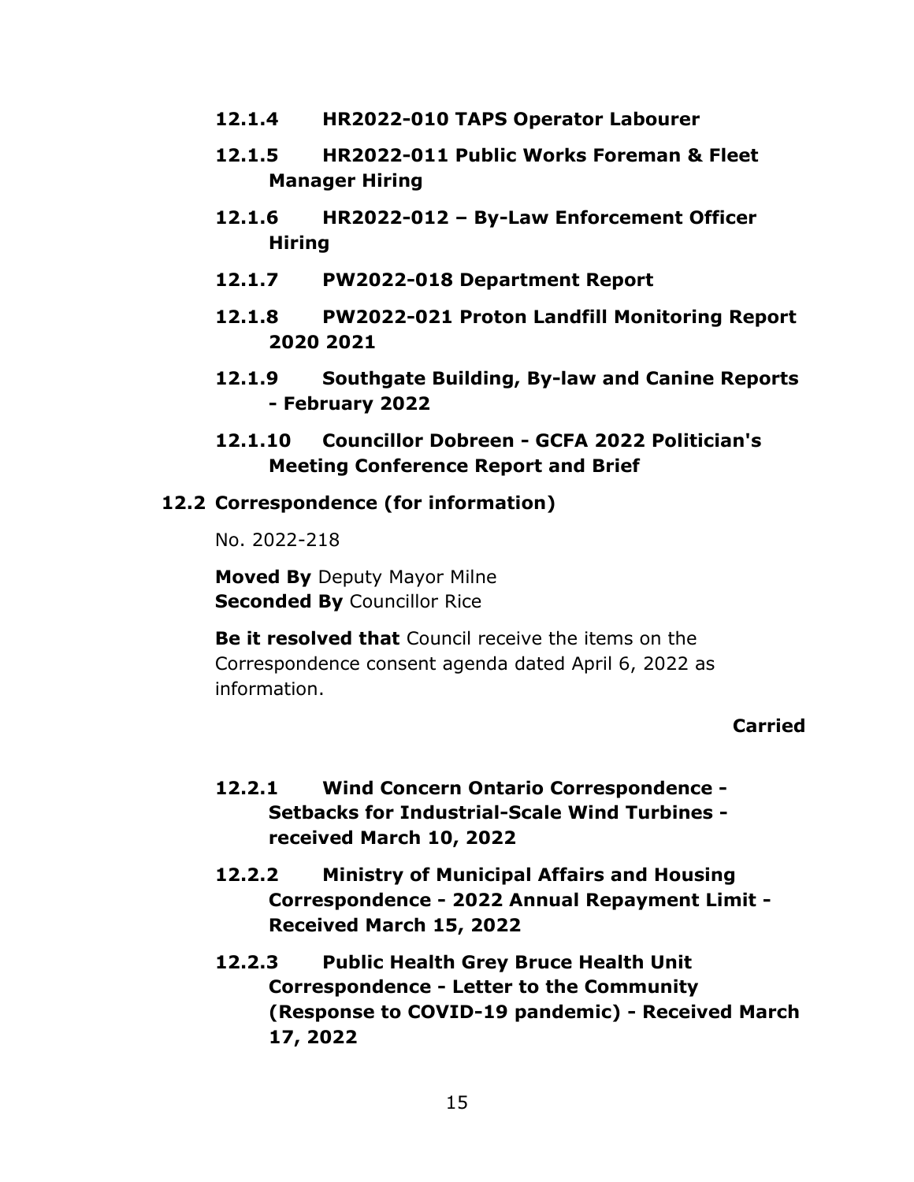#### 12.1.4 HR2022-010 TAPS Operator Labourer

#### 12.1.5 HR2022-011 Public Works Foreman & Fleet Manager Hiring

#### 12.1.6 HR2022-012 – By-Law Enforcement Officer Hiring

#### 12.1.7 PW2022-018 Department Report

#### 12.1.8 PW2022-021 Proton Landfill Monitoring Report 2020 2021

#### 12.1.9 Southgate Building, By-law and Canine Reports - February 2022

#### 12.1.10 Councillor Dobreen - GCFA 2022 Politician's Meeting Conference Report and Brief

### 12.2 Correspondence (for information)

No. 2022-218

**Moved By** Deputy Mayor Milne
**Seconded By** Councillor Rice

**Be it resolved that** Council receive the items on the Correspondence consent agenda dated April 6, 2022 as information.

**Carried**

#### 12.2.1 Wind Concern Ontario Correspondence - Setbacks for Industrial-Scale Wind Turbines - received March 10, 2022

#### 12.2.2 Ministry of Municipal Affairs and Housing Correspondence - 2022 Annual Repayment Limit - Received March 15, 2022

#### 12.2.3 Public Health Grey Bruce Health Unit Correspondence - Letter to the Community (Response to COVID-19 pandemic) - Received March 17, 2022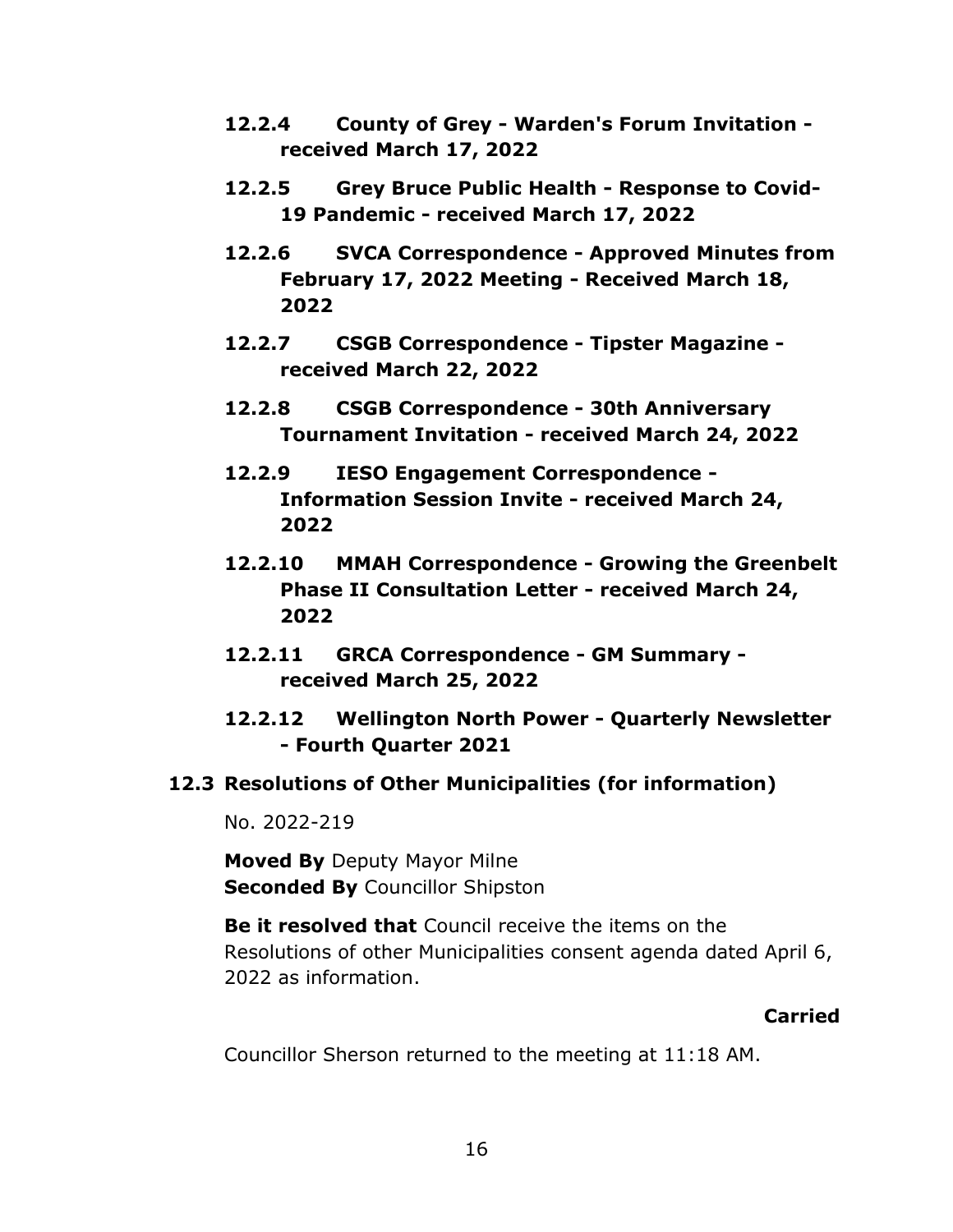**12.2.4 County of Grey - Warden's Forum Invitation - received March 17, 2022**

**12.2.5 Grey Bruce Public Health - Response to Covid-19 Pandemic - received March 17, 2022**

**12.2.6 SVCA Correspondence - Approved Minutes from February 17, 2022 Meeting - Received March 18, 2022**

**12.2.7 CSGB Correspondence - Tipster Magazine - received March 22, 2022**

**12.2.8 CSGB Correspondence - 30th Anniversary Tournament Invitation - received March 24, 2022**

**12.2.9 IESO Engagement Correspondence - Information Session Invite - received March 24, 2022**

**12.2.10 MMAH Correspondence - Growing the Greenbelt Phase II Consultation Letter - received March 24, 2022**

**12.2.11 GRCA Correspondence - GM Summary - received March 25, 2022**

**12.2.12 Wellington North Power - Quarterly Newsletter - Fourth Quarter 2021**

### 12.3 Resolutions of Other Municipalities (for information)

No. 2022-219

**Moved By** Deputy Mayor Milne
**Seconded By** Councillor Shipston

**Be it resolved that** Council receive the items on the Resolutions of other Municipalities consent agenda dated April 6, 2022 as information.

**Carried**

Councillor Sherson returned to the meeting at 11:18 AM.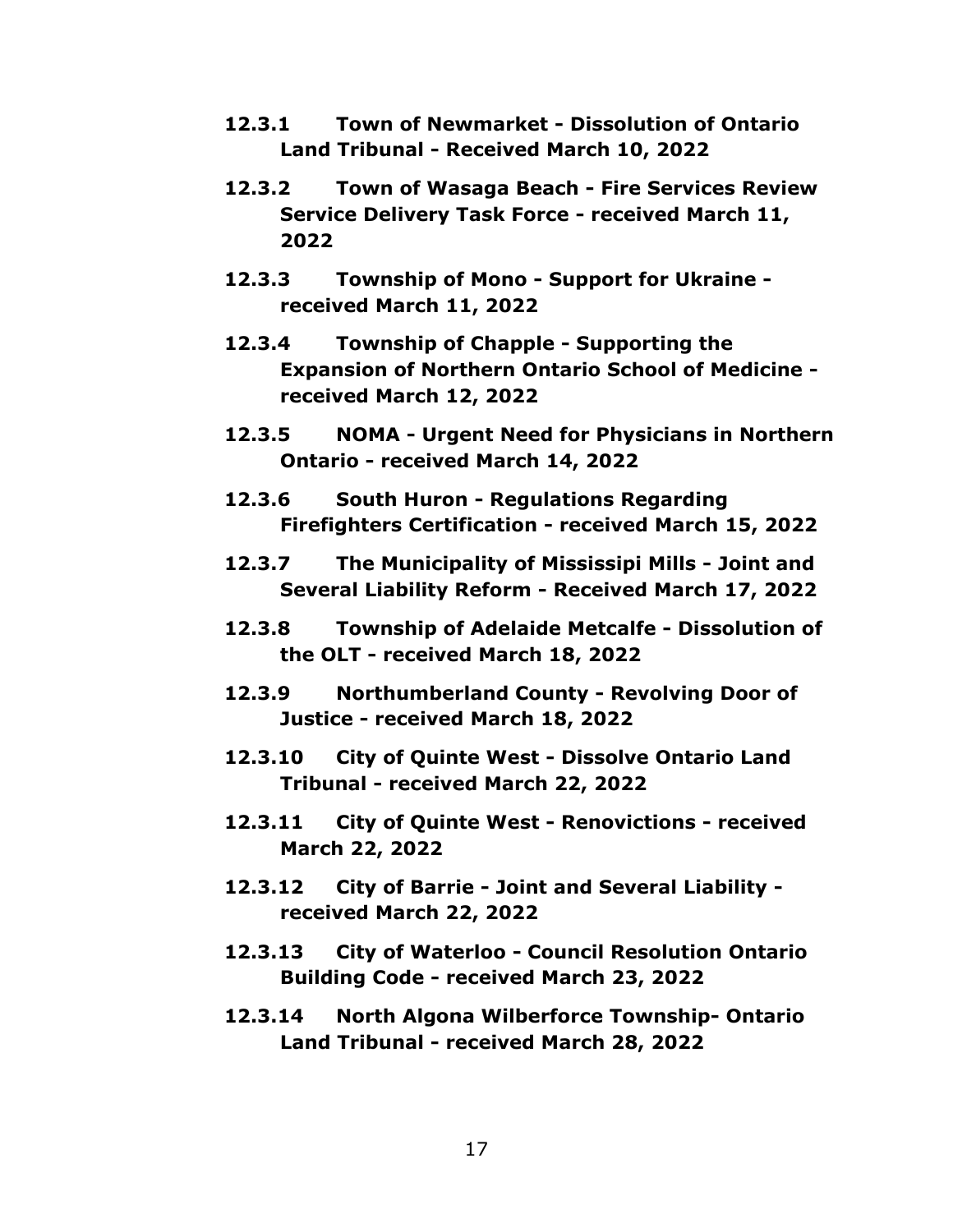**12.3.1 Town of Newmarket - Dissolution of Ontario Land Tribunal - Received March 10, 2022**

**12.3.2 Town of Wasaga Beach - Fire Services Review Service Delivery Task Force - received March 11, 2022**

**12.3.3 Township of Mono - Support for Ukraine - received March 11, 2022**

**12.3.4 Township of Chapple - Supporting the Expansion of Northern Ontario School of Medicine - received March 12, 2022**

**12.3.5 NOMA - Urgent Need for Physicians in Northern Ontario - received March 14, 2022**

**12.3.6 South Huron - Regulations Regarding Firefighters Certification - received March 15, 2022**

**12.3.7 The Municipality of Mississipi Mills - Joint and Several Liability Reform - Received March 17, 2022**

**12.3.8 Township of Adelaide Metcalfe - Dissolution of the OLT - received March 18, 2022**

**12.3.9 Northumberland County - Revolving Door of Justice - received March 18, 2022**

**12.3.10 City of Quinte West - Dissolve Ontario Land Tribunal - received March 22, 2022**

**12.3.11 City of Quinte West - Renovictions - received March 22, 2022**

**12.3.12 City of Barrie - Joint and Several Liability - received March 22, 2022**

**12.3.13 City of Waterloo - Council Resolution Ontario Building Code - received March 23, 2022**

**12.3.14 North Algona Wilberforce Township- Ontario Land Tribunal - received March 28, 2022**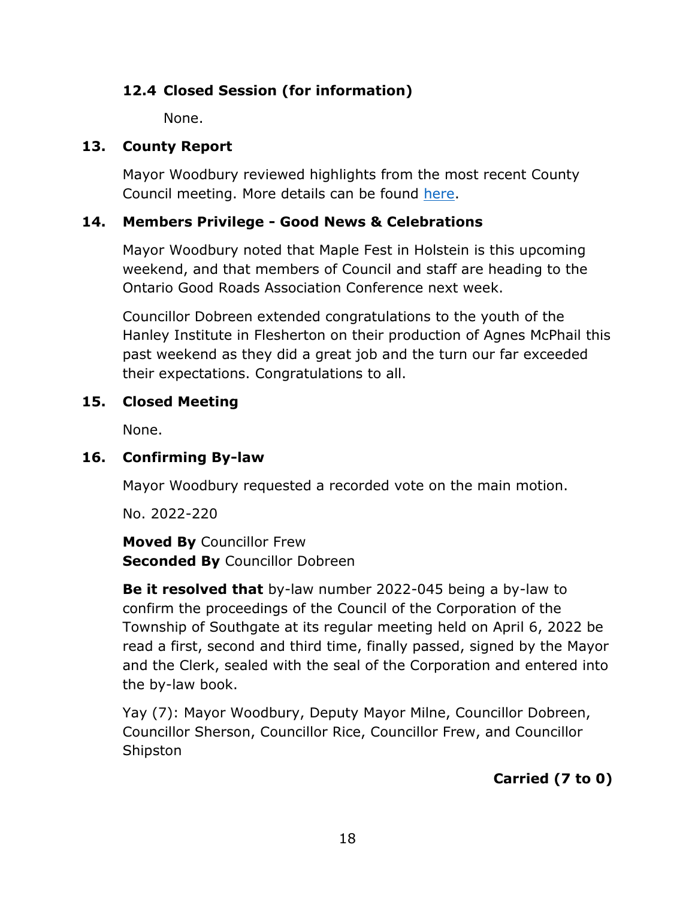### 12.4 Closed Session (for information)

None.

## 13. County Report

Mayor Woodbury reviewed highlights from the most recent County Council meeting. More details can be found here.

## 14. Members Privilege - Good News & Celebrations

Mayor Woodbury noted that Maple Fest in Holstein is this upcoming weekend, and that members of Council and staff are heading to the Ontario Good Roads Association Conference next week.

Councillor Dobreen extended congratulations to the youth of the Hanley Institute in Flesherton on their production of Agnes McPhail this past weekend as they did a great job and the turn our far exceeded their expectations. Congratulations to all.

## 15. Closed Meeting

None.

## 16. Confirming By-law

Mayor Woodbury requested a recorded vote on the main motion.

No. 2022-220

**Moved By** Councillor Frew
**Seconded By** Councillor Dobreen

**Be it resolved that** by-law number 2022-045 being a by-law to confirm the proceedings of the Council of the Corporation of the Township of Southgate at its regular meeting held on April 6, 2022 be read a first, second and third time, finally passed, signed by the Mayor and the Clerk, sealed with the seal of the Corporation and entered into the by-law book.

Yay (7): Mayor Woodbury, Deputy Mayor Milne, Councillor Dobreen, Councillor Sherson, Councillor Rice, Councillor Frew, and Councillor Shipston

**Carried (7 to 0)**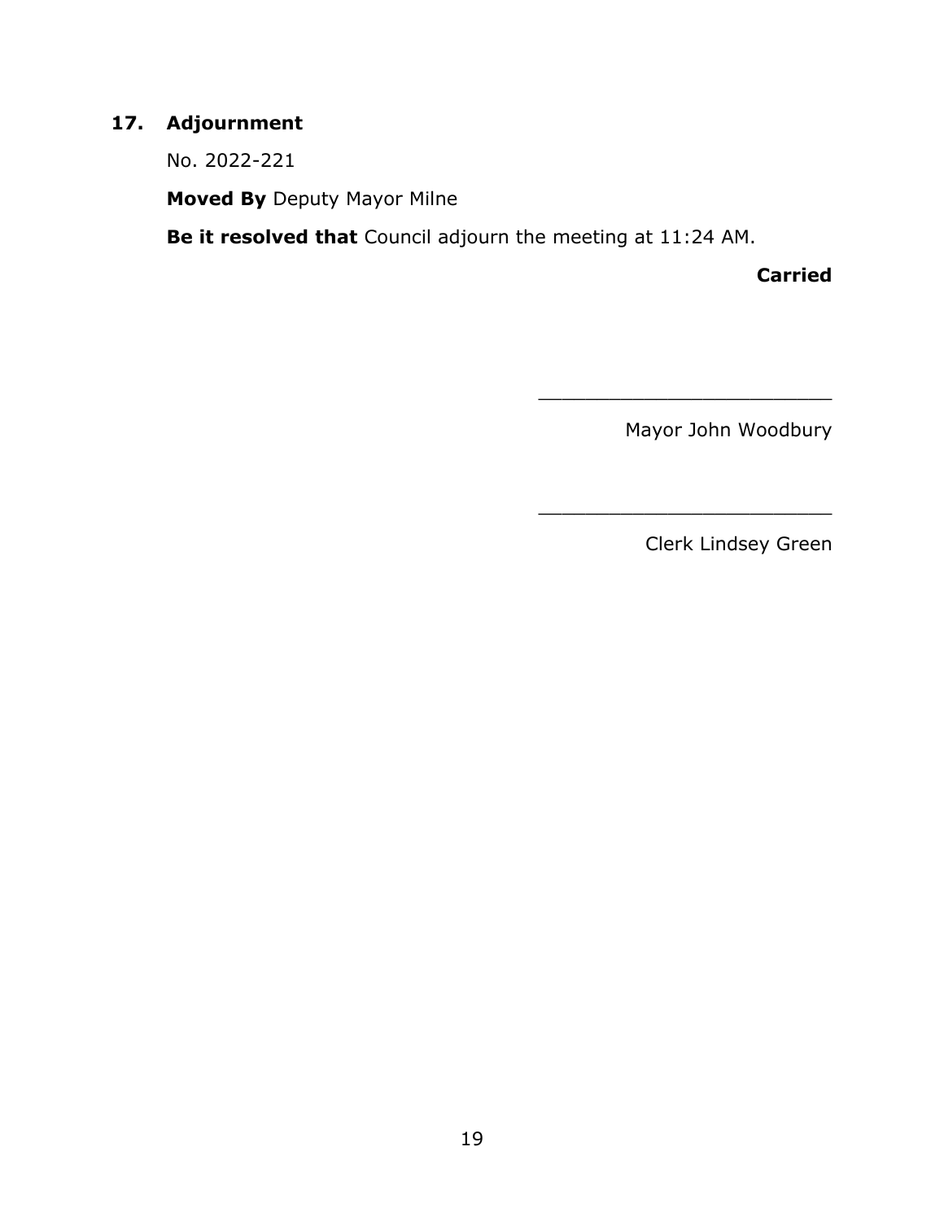## 17. Adjournment

No. 2022-221

**Moved By** Deputy Mayor Milne

**Be it resolved that** Council adjourn the meeting at 11:24 AM.

**Carried**

_________________________

Mayor John Woodbury

_________________________

Clerk Lindsey Green